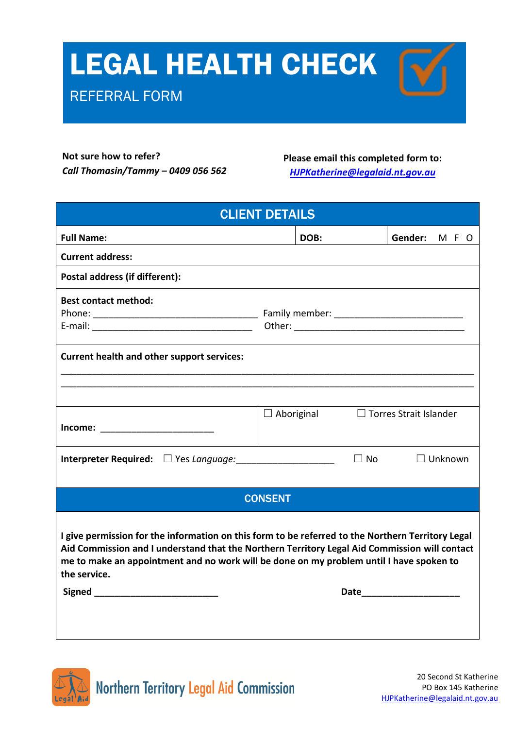# LEGAL HEALTH CHECK

## REFERRAL FORM

**Not sure how to refer?**
***Call Thomasin/Tammy – 0409 056 562***

**Please email this completed form to:**
***HJPKatherine@legalaid.nt.gov.au***

| CLIENT DETAILS | | |
|---|---|---|
| **Full Name:** | **DOB:** | **Gender:** M F O |
| **Current address:** | | |
| **Postal address (if different):** | | |
| **Best contact method:**<br>Phone: ________________________________ Family member: _________________________<br>E-mail: _______________________________ Other: _________________________________ | | |
| **Current health and other support services:**<br>_______________________________________________________________________________<br>_______________________________________________________________________________ | | |
| **Income:** _____________________ | ☐ Aboriginal | ☐ Torres Strait Islander |
| **Interpreter Required:** ☐ Yes *Language:*__________________ ☐ No ☐ Unknown | | |

| CONSENT |
|---|
| **I give permission for the information on this form to be referred to the Northern Territory Legal Aid Commission and I understand that the Northern Territory Legal Aid Commission will contact me to make an appointment and no work will be done on my problem until I have spoken to the service.**<br><br>**Signed** ________________________ **Date**___________________ |

Northern Territory Legal Aid Commission

20 Second St Katherine
PO Box 145 Katherine
HJPKatherine@legalaid.nt.gov.au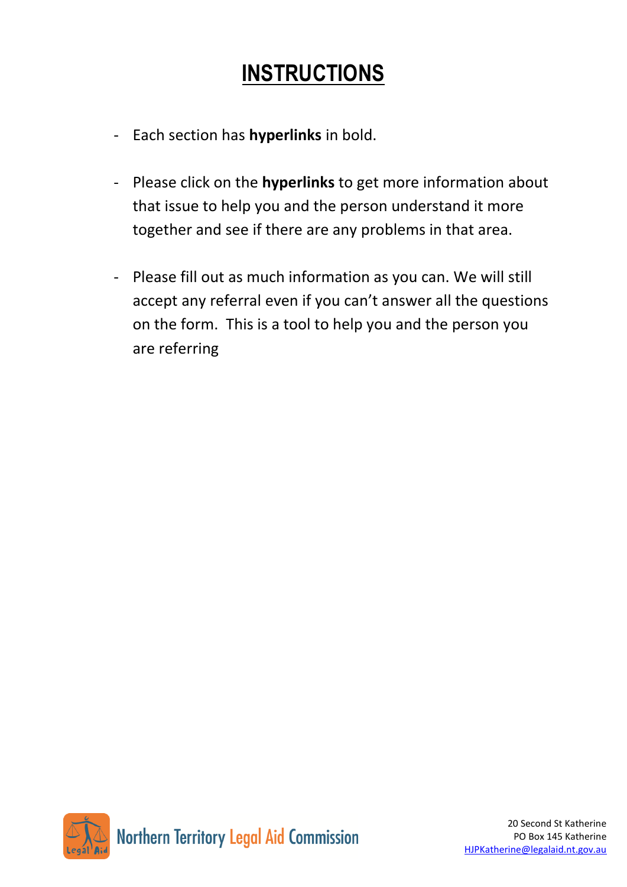# INSTRUCTIONS

- Each section has **hyperlinks** in bold.
- Please click on the **hyperlinks** to get more information about that issue to help you and the person understand it more together and see if there are any problems in that area.
- Please fill out as much information as you can. We will still accept any referral even if you can't answer all the questions on the form. This is a tool to help you and the person you are referring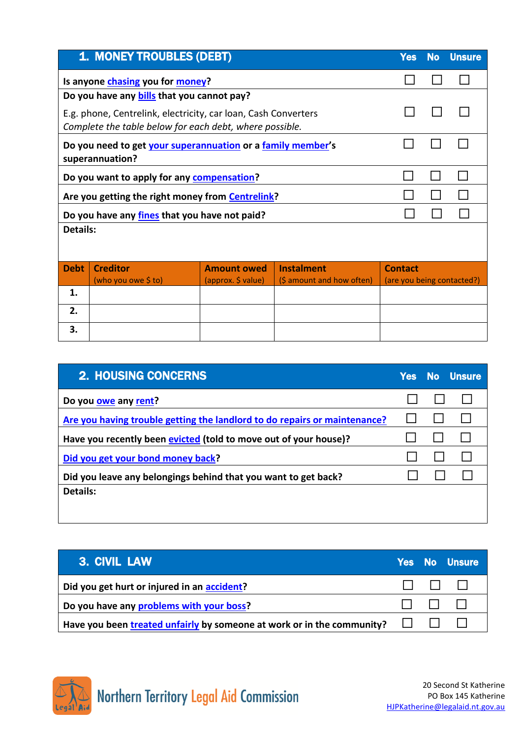| 1. MONEY TROUBLES (DEBT) | Yes | No | Unsure |
|---|---|---|---|
| **Is anyone chasing you for money?** | ☐ | ☐ | ☐ |
| **Do you have any bills that you cannot pay?** E.g. phone, Centrelink, electricity, car loan, Cash Converters *Complete the table below for each debt, where possible.* | ☐ | ☐ | ☐ |
| **Do you need to get your superannuation or a family member's superannuation?** | ☐ | ☐ | ☐ |
| **Do you want to apply for any compensation?** | ☐ | ☐ | ☐ |
| **Are you getting the right money from Centrelink?** | ☐ | ☐ | ☐ |
| **Do you have any fines that you have not paid?** | ☐ | ☐ | ☐ |
| **Details:** | | | |

| Debt | Creditor (who you owe $ to) | Amount owed (approx. $ value) | Instalment ($ amount and how often) | Contact (are you being contacted?) |
|---|---|---|---|---|
| 1. | | | | |
| 2. | | | | |
| 3. | | | | |

| 2. HOUSING CONCERNS | Yes | No | Unsure |
|---|---|---|---|
| **Do you owe any rent?** | ☐ | ☐ | ☐ |
| **Are you having trouble getting the landlord to do repairs or maintenance?** | ☐ | ☐ | ☐ |
| **Have you recently been evicted (told to move out of your house)?** | ☐ | ☐ | ☐ |
| **Did you get your bond money back?** | ☐ | ☐ | ☐ |
| **Did you leave any belongings behind that you want to get back?** | ☐ | ☐ | ☐ |
| **Details:** | | | |

| 3. CIVIL LAW | Yes | No | Unsure |
|---|---|---|---|
| **Did you get hurt or injured in an accident?** | ☐ | ☐ | ☐ |
| **Do you have any problems with your boss?** | ☐ | ☐ | ☐ |
| **Have you been treated unfairly by someone at work or in the community?** | ☐ | ☐ | ☐ |

Northern Territory Legal Aid Commission

20 Second St Katherine
PO Box 145 Katherine
HJPKatherine@legalaid.nt.gov.au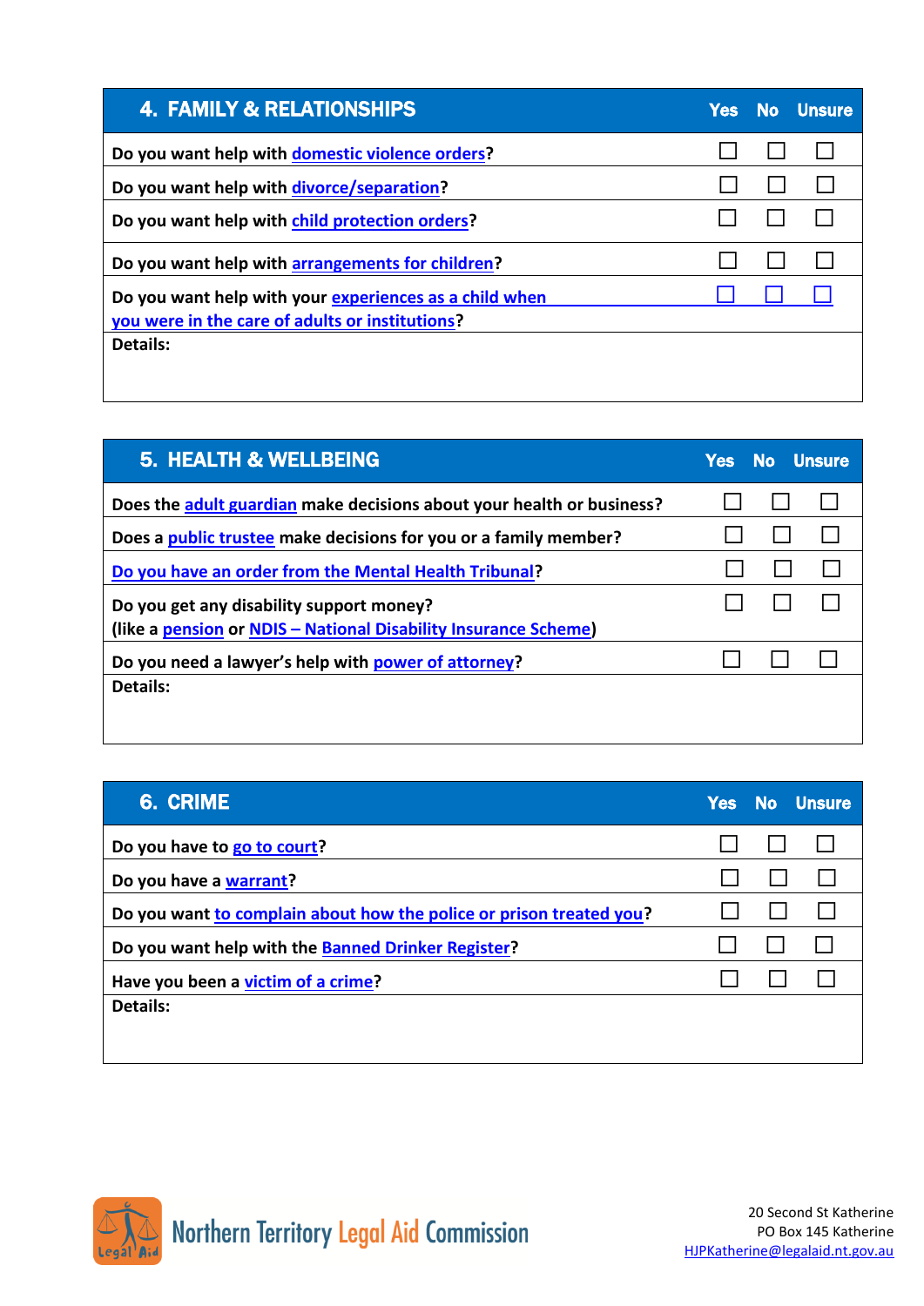| 4. FAMILY & RELATIONSHIPS | Yes | No | Unsure |
|---|---|---|---|
| Do you want help with domestic violence orders? | ☐ | ☐ | ☐ |
| Do you want help with divorce/separation? | ☐ | ☐ | ☐ |
| Do you want help with child protection orders? | ☐ | ☐ | ☐ |
| Do you want help with arrangements for children? | ☐ | ☐ | ☐ |
| Do you want help with your experiences as a child when you were in the care of adults or institutions? | ☐ | ☐ | ☐ |
| Details: | | | |

| 5. HEALTH & WELLBEING | Yes | No | Unsure |
|---|---|---|---|
| Does the adult guardian make decisions about your health or business? | ☐ | ☐ | ☐ |
| Does a public trustee make decisions for you or a family member? | ☐ | ☐ | ☐ |
| Do you have an order from the Mental Health Tribunal? | ☐ | ☐ | ☐ |
| Do you get any disability support money? (like a pension or NDIS – National Disability Insurance Scheme) | ☐ | ☐ | ☐ |
| Do you need a lawyer's help with power of attorney? | ☐ | ☐ | ☐ |
| Details: | | | |

| 6. CRIME | Yes | No | Unsure |
|---|---|---|---|
| Do you have to go to court? | ☐ | ☐ | ☐ |
| Do you have a warrant? | ☐ | ☐ | ☐ |
| Do you want to complain about how the police or prison treated you? | ☐ | ☐ | ☐ |
| Do you want help with the Banned Drinker Register? | ☐ | ☐ | ☐ |
| Have you been a victim of a crime? | ☐ | ☐ | ☐ |
| Details: | | | |

Northern Territory Legal Aid Commission

20 Second St Katherine
PO Box 145 Katherine
HJPKatherine@legalaid.nt.gov.au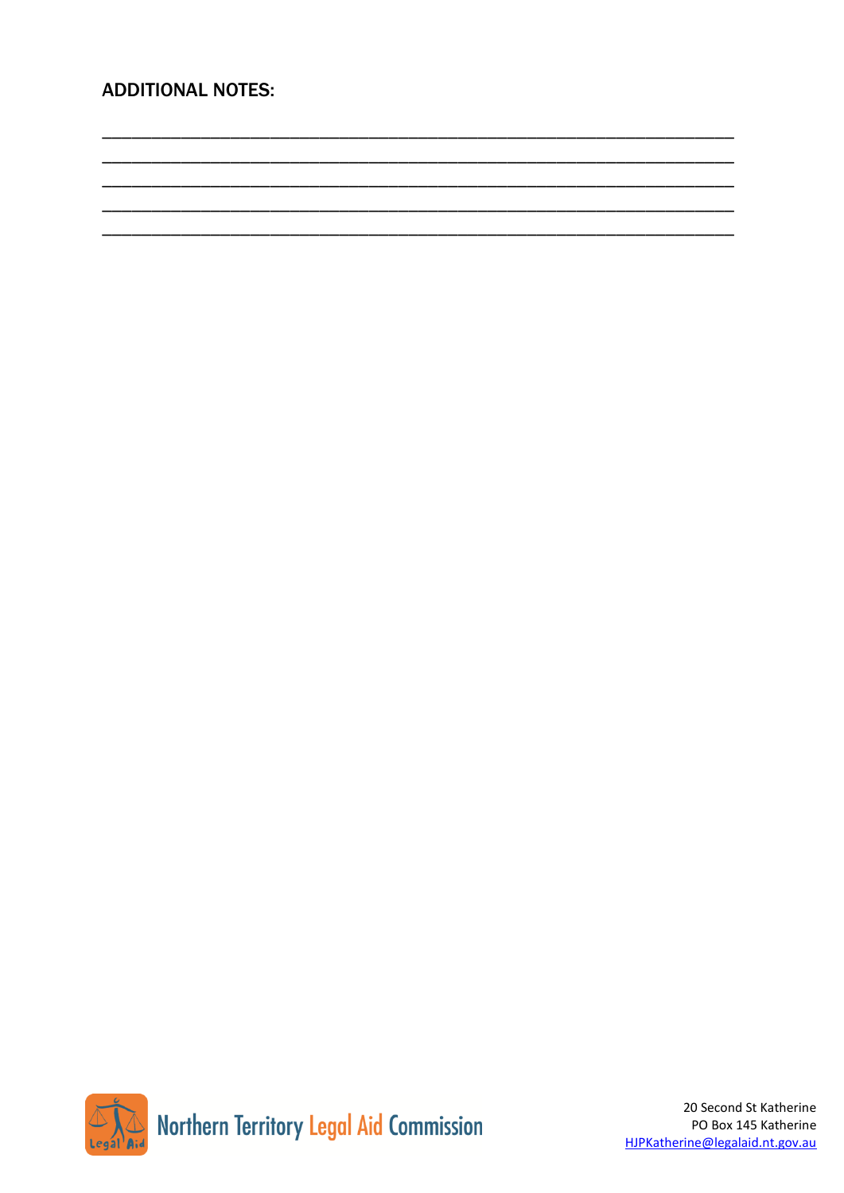## ADDITIONAL NOTES:

\_\_\_\_\_\_\_\_\_\_\_\_\_\_\_\_\_\_\_\_\_\_\_\_\_\_\_\_\_\_\_\_\_\_\_\_\_\_\_\_\_\_\_\_\_\_\_\_\_\_\_\_\_\_\_\_\_\_\_\_\_\_\_\_\_\_\_\_\_\_\_\_
\_\_\_\_\_\_\_\_\_\_\_\_\_\_\_\_\_\_\_\_\_\_\_\_\_\_\_\_\_\_\_\_\_\_\_\_\_\_\_\_\_\_\_\_\_\_\_\_\_\_\_\_\_\_\_\_\_\_\_\_\_\_\_\_\_\_\_\_\_\_\_\_
\_\_\_\_\_\_\_\_\_\_\_\_\_\_\_\_\_\_\_\_\_\_\_\_\_\_\_\_\_\_\_\_\_\_\_\_\_\_\_\_\_\_\_\_\_\_\_\_\_\_\_\_\_\_\_\_\_\_\_\_\_\_\_\_\_\_\_\_\_\_\_\_
\_\_\_\_\_\_\_\_\_\_\_\_\_\_\_\_\_\_\_\_\_\_\_\_\_\_\_\_\_\_\_\_\_\_\_\_\_\_\_\_\_\_\_\_\_\_\_\_\_\_\_\_\_\_\_\_\_\_\_\_\_\_\_\_\_\_\_\_\_\_\_\_
\_\_\_\_\_\_\_\_\_\_\_\_\_\_\_\_\_\_\_\_\_\_\_\_\_\_\_\_\_\_\_\_\_\_\_\_\_\_\_\_\_\_\_\_\_\_\_\_\_\_\_\_\_\_\_\_\_\_\_\_\_\_\_\_\_\_\_\_\_\_\_\_